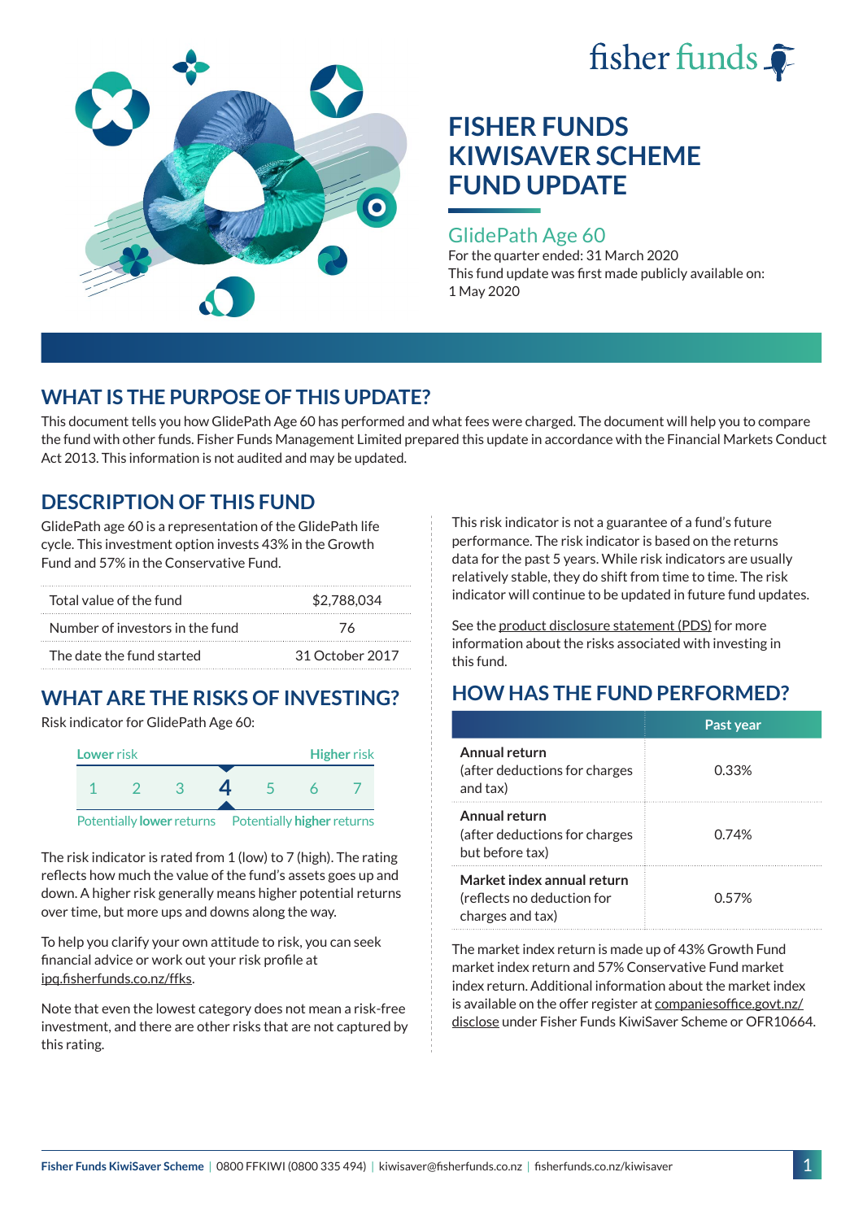fisher funds

# FISHER FUNDS KIWISAVER SCHEME FUND UPDATE

## GlidePath Age 60

For the quarter ended: 31 March 2020

This fund update was first made publicly available on: 1 May 2020

## WHAT IS THE PURPOSE OF THIS UPDATE?

This document tells you how GlidePath Age 60 has performed and what fees were charged. The document will help you to compare the fund with other funds. Fisher Funds Management Limited prepared this update in accordance with the Financial Markets Conduct Act 2013. This information is not audited and may be updated.

## DESCRIPTION OF THIS FUND

GlidePath age 60 is a representation of the GlidePath life cycle. This investment option invests 43% in the Growth Fund and 57% in the Conservative Fund.

| | |
|---|---|
| Total value of the fund | $2,788,034 |
| Number of investors in the fund | 76 |
| The date the fund started | 31 October 2017 |

## WHAT ARE THE RISKS OF INVESTING?

Risk indicator for GlidePath Age 60:

| Lower risk | | | | | | Higher risk |
|---|---|---|---|---|---|---|
| 1 | 2 | 3 | **4** | 5 | 6 | 7 |

Potentially **lower** returns — Potentially **higher** returns

The risk indicator is rated from 1 (low) to 7 (high). The rating reflects how much the value of the fund's assets goes up and down. A higher risk generally means higher potential returns over time, but more ups and downs along the way.

To help you clarify your own attitude to risk, you can seek financial advice or work out your risk profile at ipq.fisherfunds.co.nz/ffks.

Note that even the lowest category does not mean a risk-free investment, and there are other risks that are not captured by this rating.

This risk indicator is not a guarantee of a fund's future performance. The risk indicator is based on the returns data for the past 5 years. While risk indicators are usually relatively stable, they do shift from time to time. The risk indicator will continue to be updated in future fund updates.

See the product disclosure statement (PDS) for more information about the risks associated with investing in this fund.

## HOW HAS THE FUND PERFORMED?

| | Past year |
|---|---|
| **Annual return** (after deductions for charges and tax) | 0.33% |
| **Annual return** (after deductions for charges but before tax) | 0.74% |
| **Market index annual return** (reflects no deduction for charges and tax) | 0.57% |

The market index return is made up of 43% Growth Fund market index return and 57% Conservative Fund market index return. Additional information about the market index is available on the offer register at companiesoffice.govt.nz/disclose under Fisher Funds KiwiSaver Scheme or OFR10664.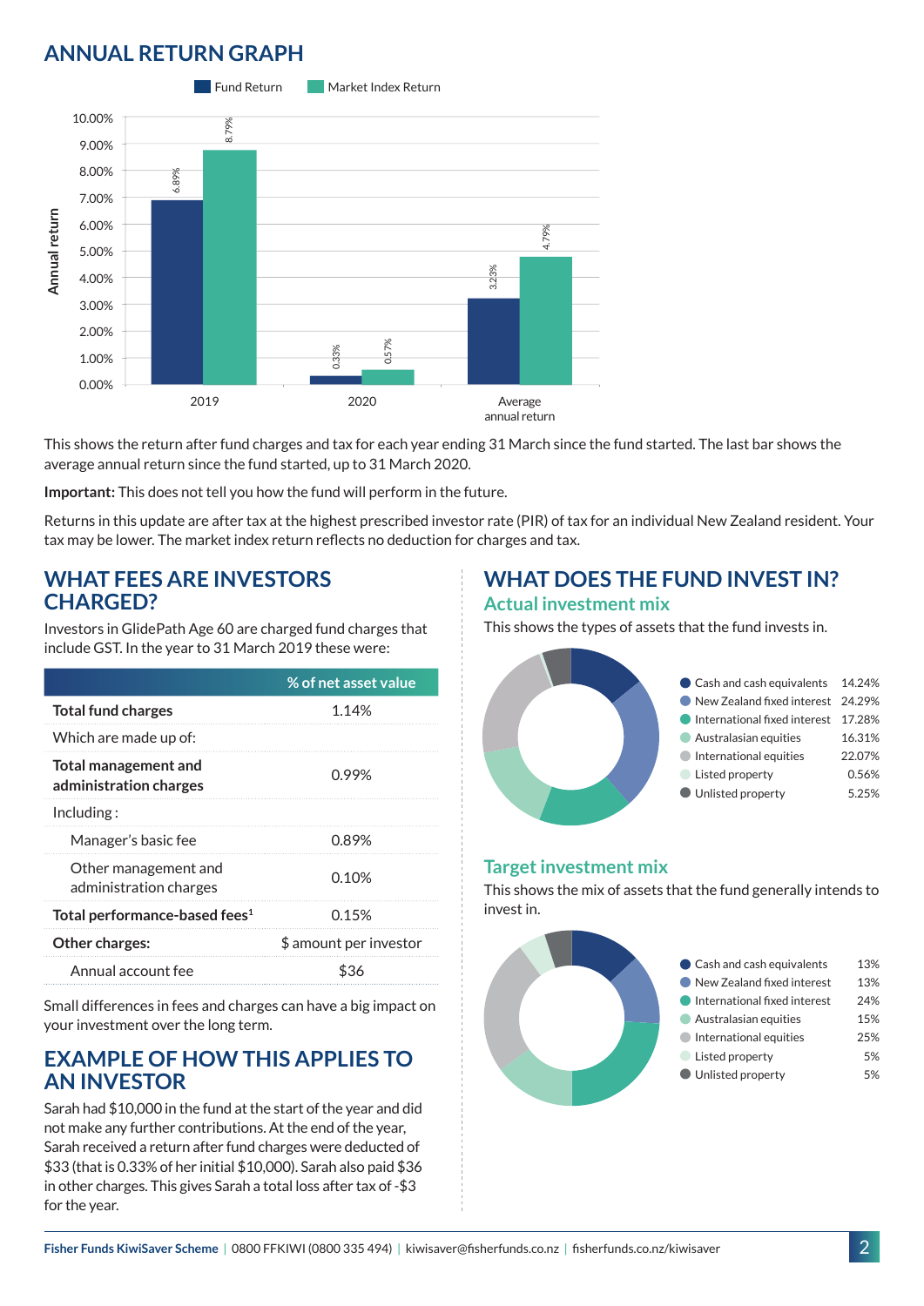## ANNUAL RETURN GRAPH

| | Fund Return | Market Index Return |
|---|---|---|
| 2019 | 6.89% | 8.79% |
| 2020 | 0.33% | 0.57% |
| Average annual return | 3.23% | 4.79% |

This shows the return after fund charges and tax for each year ending 31 March since the fund started. The last bar shows the average annual return since the fund started, up to 31 March 2020.

**Important:** This does not tell you how the fund will perform in the future.

Returns in this update are after tax at the highest prescribed investor rate (PIR) of tax for an individual New Zealand resident. Your tax may be lower. The market index return reflects no deduction for charges and tax.

## WHAT FEES ARE INVESTORS CHARGED?

Investors in GlidePath Age 60 are charged fund charges that include GST. In the year to 31 March 2019 these were:

| | % of net asset value |
|---|---|
| **Total fund charges** | 1.14% |
| Which are made up of: | |
| **Total management and administration charges** | 0.99% |
| Including : | |
| Manager's basic fee | 0.89% |
| Other management and administration charges | 0.10% |
| **Total performance-based fees**[1] | 0.15% |
| **Other charges:** | $ amount per investor |
| Annual account fee | $36 |

Small differences in fees and charges can have a big impact on your investment over the long term.

## EXAMPLE OF HOW THIS APPLIES TO AN INVESTOR

Sarah had $10,000 in the fund at the start of the year and did not make any further contributions. At the end of the year, Sarah received a return after fund charges were deducted of $33 (that is 0.33% of her initial $10,000). Sarah also paid $36 in other charges. This gives Sarah a total loss after tax of -$3 for the year.

## WHAT DOES THE FUND INVEST IN?

### Actual investment mix

This shows the types of assets that the fund invests in.

| Asset type | % |
|---|---|
| Cash and cash equivalents | 14.24% |
| New Zealand fixed interest | 24.29% |
| International fixed interest | 17.28% |
| Australasian equities | 16.31% |
| International equities | 22.07% |
| Listed property | 0.56% |
| Unlisted property | 5.25% |

### Target investment mix

This shows the mix of assets that the fund generally intends to invest in.

| Asset type | % |
|---|---|
| Cash and cash equivalents | 13% |
| New Zealand fixed interest | 13% |
| International fixed interest | 24% |
| Australasian equities | 15% |
| International equities | 25% |
| Listed property | 5% |
| Unlisted property | 5% |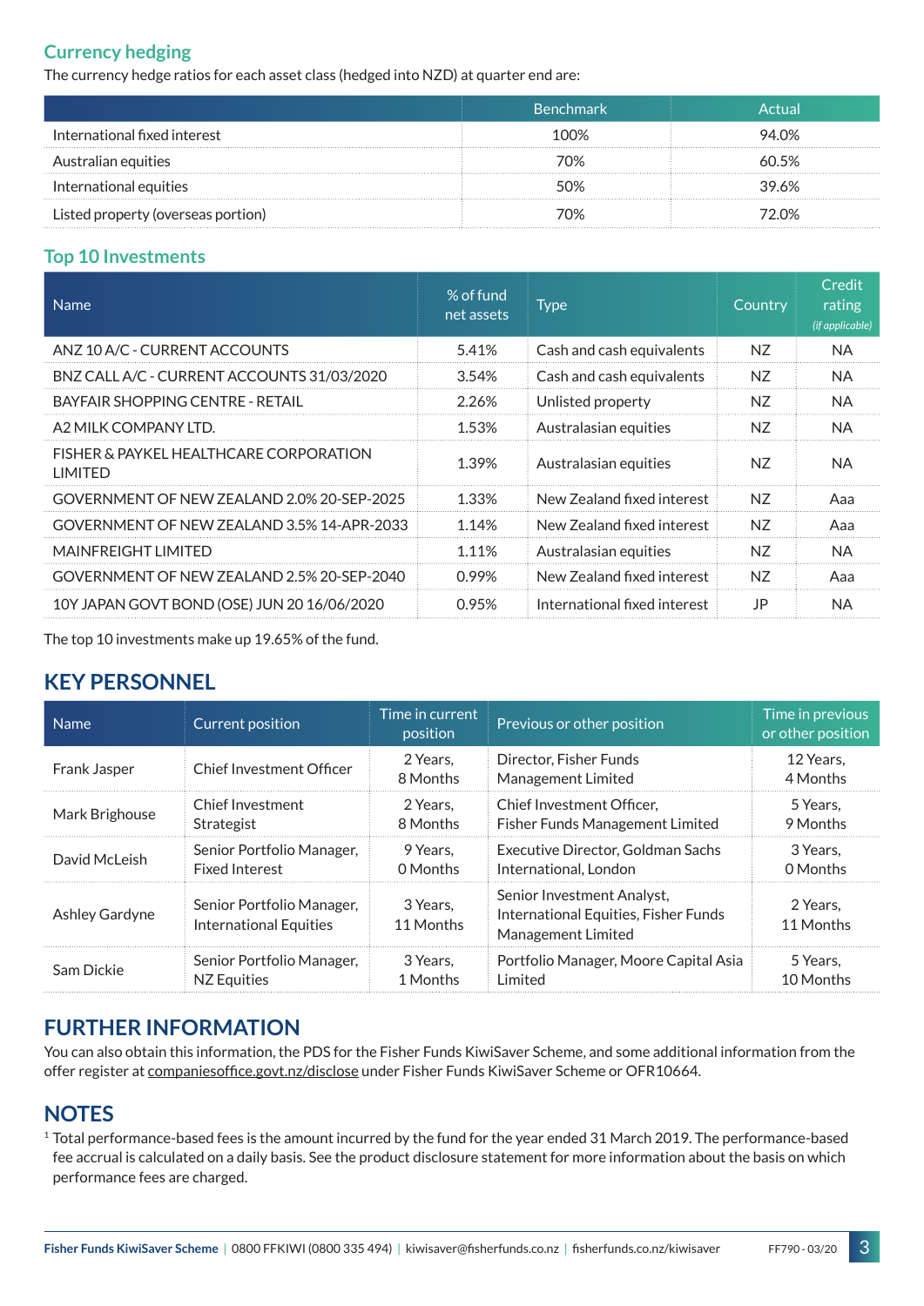## Currency hedging

The currency hedge ratios for each asset class (hedged into NZD) at quarter end are:

| | Benchmark | Actual |
|---|---|---|
| International fixed interest | 100% | 94.0% |
| Australian equities | 70% | 60.5% |
| International equities | 50% | 39.6% |
| Listed property (overseas portion) | 70% | 72.0% |

## Top 10 Investments

| Name | % of fund net assets | Type | Country | Credit rating (if applicable) |
|---|---|---|---|---|
| ANZ 10 A/C - CURRENT ACCOUNTS | 5.41% | Cash and cash equivalents | NZ | NA |
| BNZ CALL A/C - CURRENT ACCOUNTS 31/03/2020 | 3.54% | Cash and cash equivalents | NZ | NA |
| BAYFAIR SHOPPING CENTRE - RETAIL | 2.26% | Unlisted property | NZ | NA |
| A2 MILK COMPANY LTD. | 1.53% | Australasian equities | NZ | NA |
| FISHER & PAYKEL HEALTHCARE CORPORATION LIMITED | 1.39% | Australasian equities | NZ | NA |
| GOVERNMENT OF NEW ZEALAND 2.0% 20-SEP-2025 | 1.33% | New Zealand fixed interest | NZ | Aaa |
| GOVERNMENT OF NEW ZEALAND 3.5% 14-APR-2033 | 1.14% | New Zealand fixed interest | NZ | Aaa |
| MAINFREIGHT LIMITED | 1.11% | Australasian equities | NZ | NA |
| GOVERNMENT OF NEW ZEALAND 2.5% 20-SEP-2040 | 0.99% | New Zealand fixed interest | NZ | Aaa |
| 10Y JAPAN GOVT BOND (OSE) JUN 20 16/06/2020 | 0.95% | International fixed interest | JP | NA |

The top 10 investments make up 19.65% of the fund.

## KEY PERSONNEL

| Name | Current position | Time in current position | Previous or other position | Time in previous or other position |
|---|---|---|---|---|
| Frank Jasper | Chief Investment Officer | 2 Years, 8 Months | Director, Fisher Funds Management Limited | 12 Years, 4 Months |
| Mark Brighouse | Chief Investment Strategist | 2 Years, 8 Months | Chief Investment Officer, Fisher Funds Management Limited | 5 Years, 9 Months |
| David McLeish | Senior Portfolio Manager, Fixed Interest | 9 Years, 0 Months | Executive Director, Goldman Sachs International, London | 3 Years, 0 Months |
| Ashley Gardyne | Senior Portfolio Manager, International Equities | 3 Years, 11 Months | Senior Investment Analyst, International Equities, Fisher Funds Management Limited | 2 Years, 11 Months |
| Sam Dickie | Senior Portfolio Manager, NZ Equities | 3 Years, 1 Months | Portfolio Manager, Moore Capital Asia Limited | 5 Years, 10 Months |

## FURTHER INFORMATION

You can also obtain this information, the PDS for the Fisher Funds KiwiSaver Scheme, and some additional information from the offer register at companiesoffice.govt.nz/disclose under Fisher Funds KiwiSaver Scheme or OFR10664.

## NOTES

[1] Total performance-based fees is the amount incurred by the fund for the year ended 31 March 2019. The performance-based fee accrual is calculated on a daily basis. See the product disclosure statement for more information about the basis on which performance fees are charged.